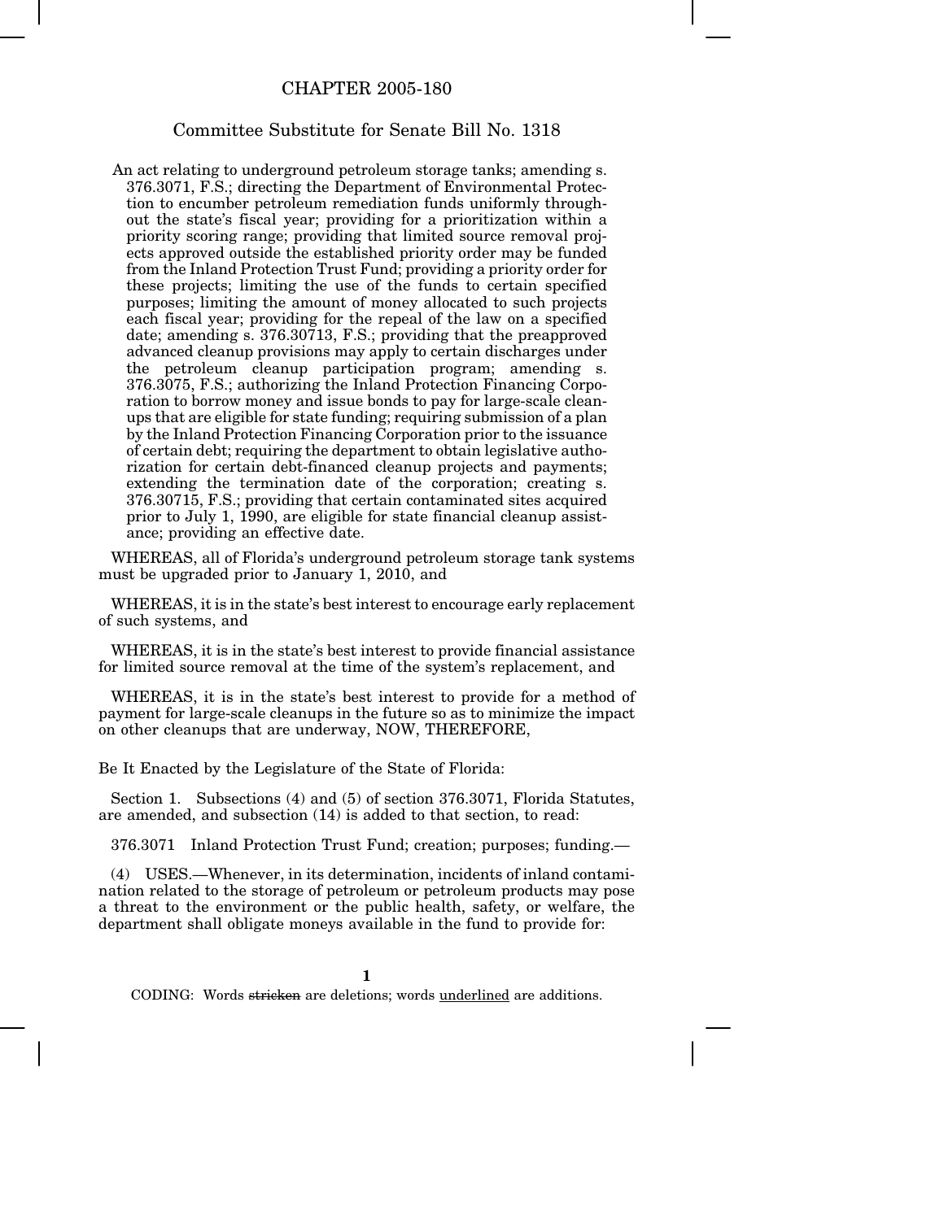# CHAPTER 2005-180

## Committee Substitute for Senate Bill No. 1318

An act relating to underground petroleum storage tanks; amending s. 376.3071, F.S.; directing the Department of Environmental Protection to encumber petroleum remediation funds uniformly throughout the state's fiscal year; providing for a prioritization within a priority scoring range; providing that limited source removal projects approved outside the established priority order may be funded from the Inland Protection Trust Fund; providing a priority order for these projects; limiting the use of the funds to certain specified purposes; limiting the amount of money allocated to such projects each fiscal year; providing for the repeal of the law on a specified date; amending s. 376.30713, F.S.; providing that the preapproved advanced cleanup provisions may apply to certain discharges under the petroleum cleanup participation program; amending s. 376.3075, F.S.; authorizing the Inland Protection Financing Corporation to borrow money and issue bonds to pay for large-scale cleanups that are eligible for state funding; requiring submission of a plan by the Inland Protection Financing Corporation prior to the issuance of certain debt; requiring the department to obtain legislative authorization for certain debt-financed cleanup projects and payments; extending the termination date of the corporation; creating s. 376.30715, F.S.; providing that certain contaminated sites acquired prior to July 1, 1990, are eligible for state financial cleanup assistance; providing an effective date.

WHEREAS, all of Florida's underground petroleum storage tank systems must be upgraded prior to January 1, 2010, and

WHEREAS, it is in the state's best interest to encourage early replacement of such systems, and

WHEREAS, it is in the state's best interest to provide financial assistance for limited source removal at the time of the system's replacement, and

WHEREAS, it is in the state's best interest to provide for a method of payment for large-scale cleanups in the future so as to minimize the impact on other cleanups that are underway, NOW, THEREFORE,

Be It Enacted by the Legislature of the State of Florida:

Section 1. Subsections (4) and (5) of section 376.3071, Florida Statutes, are amended, and subsection (14) is added to that section, to read:

376.3071 Inland Protection Trust Fund; creation; purposes; funding.—

(4) USES.—Whenever, in its determination, incidents of inland contamination related to the storage of petroleum or petroleum products may pose a threat to the environment or the public health, safety, or welfare, the department shall obligate moneys available in the fund to provide for:

CODING: Words ~~stricken~~ are deletions; words <u>underlined</u> are additions.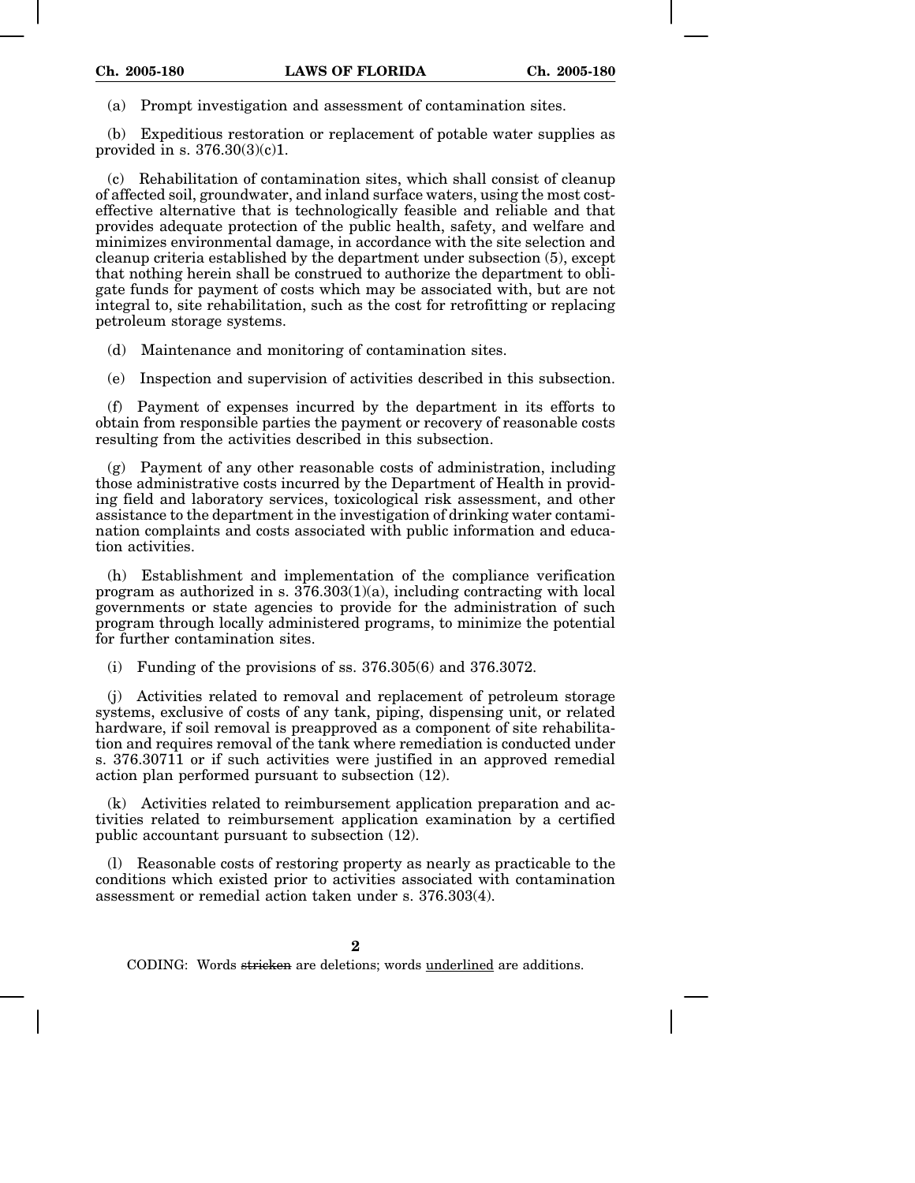(a) Prompt investigation and assessment of contamination sites.

(b) Expeditious restoration or replacement of potable water supplies as provided in s. 376.30(3)(c)1.

(c) Rehabilitation of contamination sites, which shall consist of cleanup of affected soil, groundwater, and inland surface waters, using the most cost-effective alternative that is technologically feasible and reliable and that provides adequate protection of the public health, safety, and welfare and minimizes environmental damage, in accordance with the site selection and cleanup criteria established by the department under subsection (5), except that nothing herein shall be construed to authorize the department to obligate funds for payment of costs which may be associated with, but are not integral to, site rehabilitation, such as the cost for retrofitting or replacing petroleum storage systems.

(d) Maintenance and monitoring of contamination sites.

(e) Inspection and supervision of activities described in this subsection.

(f) Payment of expenses incurred by the department in its efforts to obtain from responsible parties the payment or recovery of reasonable costs resulting from the activities described in this subsection.

(g) Payment of any other reasonable costs of administration, including those administrative costs incurred by the Department of Health in providing field and laboratory services, toxicological risk assessment, and other assistance to the department in the investigation of drinking water contamination complaints and costs associated with public information and education activities.

(h) Establishment and implementation of the compliance verification program as authorized in s. 376.303(1)(a), including contracting with local governments or state agencies to provide for the administration of such program through locally administered programs, to minimize the potential for further contamination sites.

(i) Funding of the provisions of ss. 376.305(6) and 376.3072.

(j) Activities related to removal and replacement of petroleum storage systems, exclusive of costs of any tank, piping, dispensing unit, or related hardware, if soil removal is preapproved as a component of site rehabilitation and requires removal of the tank where remediation is conducted under s. 376.30711 or if such activities were justified in an approved remedial action plan performed pursuant to subsection (12).

(k) Activities related to reimbursement application preparation and activities related to reimbursement application examination by a certified public accountant pursuant to subsection (12).

(l) Reasonable costs of restoring property as nearly as practicable to the conditions which existed prior to activities associated with contamination assessment or remedial action taken under s. 376.303(4).

CODING: Words ~~stricken~~ are deletions; words <u>underlined</u> are additions.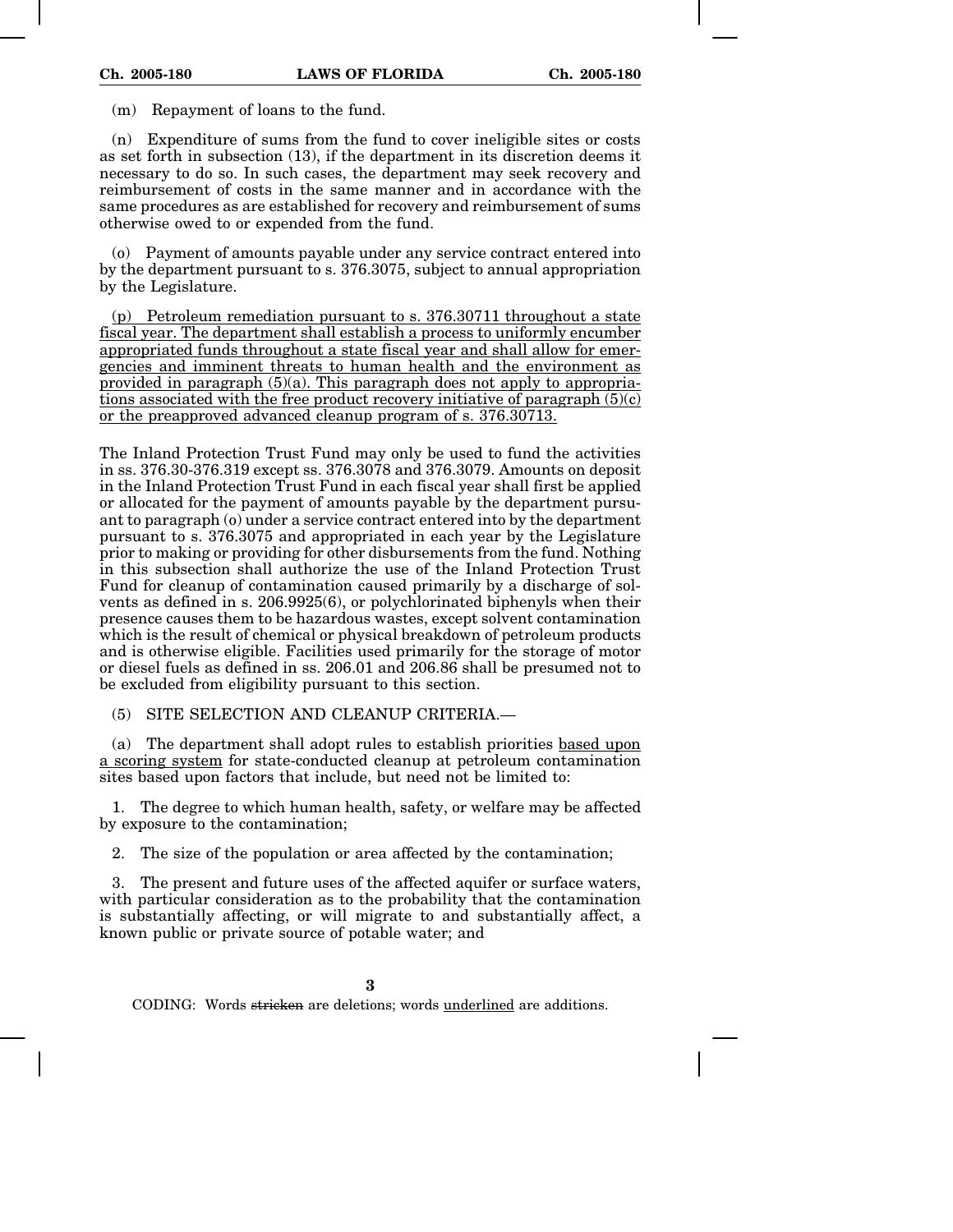(m) Repayment of loans to the fund.

(n) Expenditure of sums from the fund to cover ineligible sites or costs as set forth in subsection (13), if the department in its discretion deems it necessary to do so. In such cases, the department may seek recovery and reimbursement of costs in the same manner and in accordance with the same procedures as are established for recovery and reimbursement of sums otherwise owed to or expended from the fund.

(o) Payment of amounts payable under any service contract entered into by the department pursuant to s. 376.3075, subject to annual appropriation by the Legislature.

<u>(p) Petroleum remediation pursuant to s. 376.30711 throughout a state fiscal year. The department shall establish a process to uniformly encumber appropriated funds throughout a state fiscal year and shall allow for emergencies and imminent threats to human health and the environment as provided in paragraph (5)(a). This paragraph does not apply to appropriations associated with the free product recovery initiative of paragraph (5)(c) or the preapproved advanced cleanup program of s. 376.30713.</u>

The Inland Protection Trust Fund may only be used to fund the activities in ss. 376.30-376.319 except ss. 376.3078 and 376.3079. Amounts on deposit in the Inland Protection Trust Fund in each fiscal year shall first be applied or allocated for the payment of amounts payable by the department pursuant to paragraph (o) under a service contract entered into by the department pursuant to s. 376.3075 and appropriated in each year by the Legislature prior to making or providing for other disbursements from the fund. Nothing in this subsection shall authorize the use of the Inland Protection Trust Fund for cleanup of contamination caused primarily by a discharge of solvents as defined in s. 206.9925(6), or polychlorinated biphenyls when their presence causes them to be hazardous wastes, except solvent contamination which is the result of chemical or physical breakdown of petroleum products and is otherwise eligible. Facilities used primarily for the storage of motor or diesel fuels as defined in ss. 206.01 and 206.86 shall be presumed not to be excluded from eligibility pursuant to this section.

(5) SITE SELECTION AND CLEANUP CRITERIA.—

(a) The department shall adopt rules to establish priorities <u>based upon a scoring system</u> for state-conducted cleanup at petroleum contamination sites based upon factors that include, but need not be limited to:

1. The degree to which human health, safety, or welfare may be affected by exposure to the contamination;

2. The size of the population or area affected by the contamination;

3. The present and future uses of the affected aquifer or surface waters, with particular consideration as to the probability that the contamination is substantially affecting, or will migrate to and substantially affect, a known public or private source of potable water; and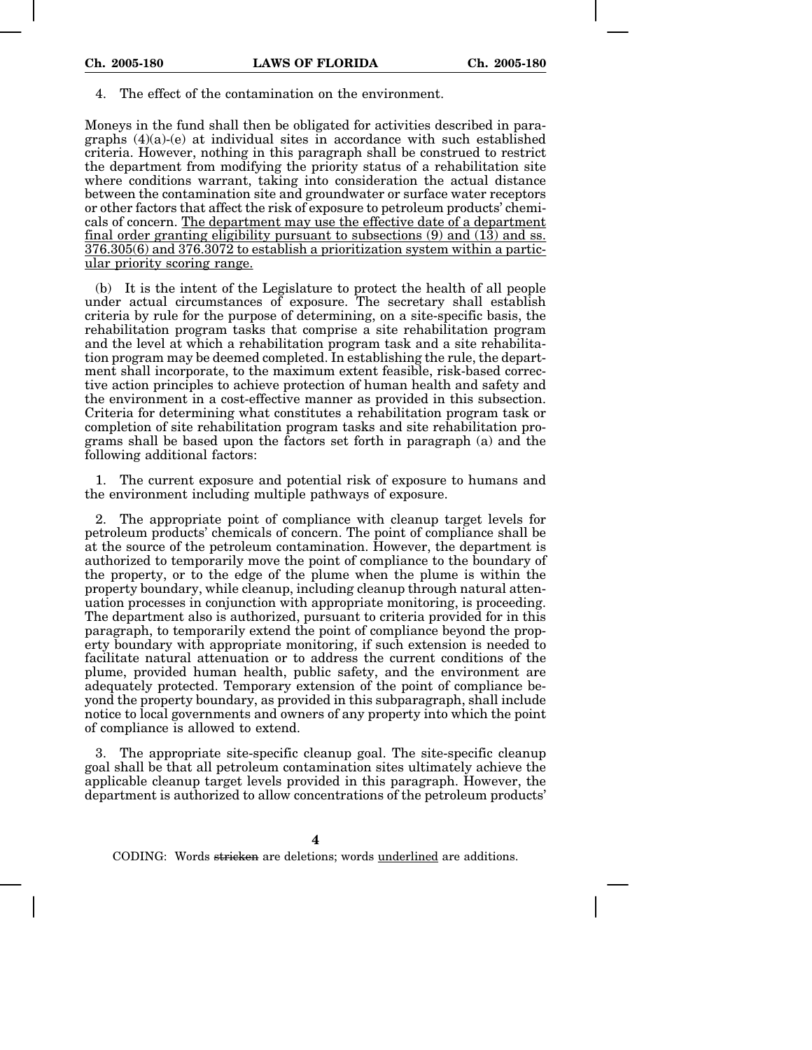4. The effect of the contamination on the environment.

Moneys in the fund shall then be obligated for activities described in paragraphs (4)(a)-(e) at individual sites in accordance with such established criteria. However, nothing in this paragraph shall be construed to restrict the department from modifying the priority status of a rehabilitation site where conditions warrant, taking into consideration the actual distance between the contamination site and groundwater or surface water receptors or other factors that affect the risk of exposure to petroleum products' chemicals of concern. <u>The department may use the effective date of a department final order granting eligibility pursuant to subsections (9) and (13) and ss. 376.305(6) and 376.3072 to establish a prioritization system within a particular priority scoring range.</u>

(b) It is the intent of the Legislature to protect the health of all people under actual circumstances of exposure. The secretary shall establish criteria by rule for the purpose of determining, on a site-specific basis, the rehabilitation program tasks that comprise a site rehabilitation program and the level at which a rehabilitation program task and a site rehabilitation program may be deemed completed. In establishing the rule, the department shall incorporate, to the maximum extent feasible, risk-based corrective action principles to achieve protection of human health and safety and the environment in a cost-effective manner as provided in this subsection. Criteria for determining what constitutes a rehabilitation program task or completion of site rehabilitation program tasks and site rehabilitation programs shall be based upon the factors set forth in paragraph (a) and the following additional factors:

1. The current exposure and potential risk of exposure to humans and the environment including multiple pathways of exposure.

2. The appropriate point of compliance with cleanup target levels for petroleum products' chemicals of concern. The point of compliance shall be at the source of the petroleum contamination. However, the department is authorized to temporarily move the point of compliance to the boundary of the property, or to the edge of the plume when the plume is within the property boundary, while cleanup, including cleanup through natural attenuation processes in conjunction with appropriate monitoring, is proceeding. The department also is authorized, pursuant to criteria provided for in this paragraph, to temporarily extend the point of compliance beyond the property boundary with appropriate monitoring, if such extension is needed to facilitate natural attenuation or to address the current conditions of the plume, provided human health, public safety, and the environment are adequately protected. Temporary extension of the point of compliance beyond the property boundary, as provided in this subparagraph, shall include notice to local governments and owners of any property into which the point of compliance is allowed to extend.

3. The appropriate site-specific cleanup goal. The site-specific cleanup goal shall be that all petroleum contamination sites ultimately achieve the applicable cleanup target levels provided in this paragraph. However, the department is authorized to allow concentrations of the petroleum products'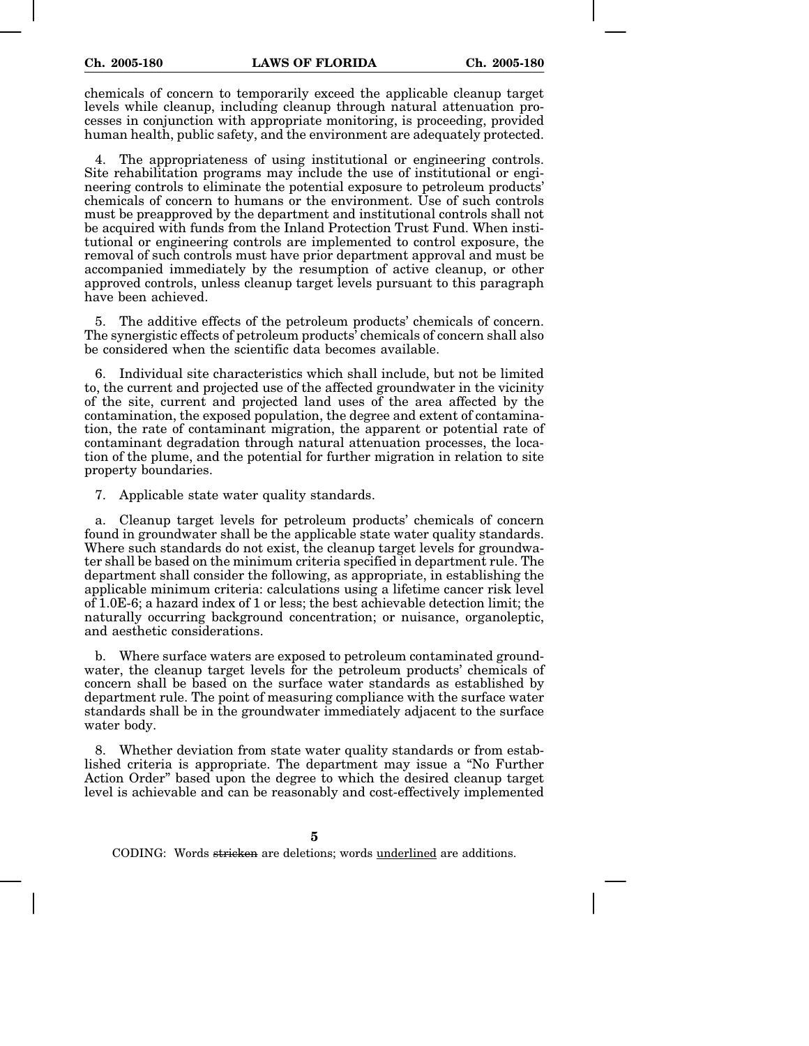chemicals of concern to temporarily exceed the applicable cleanup target levels while cleanup, including cleanup through natural attenuation processes in conjunction with appropriate monitoring, is proceeding, provided human health, public safety, and the environment are adequately protected.

4. The appropriateness of using institutional or engineering controls. Site rehabilitation programs may include the use of institutional or engineering controls to eliminate the potential exposure to petroleum products' chemicals of concern to humans or the environment. Use of such controls must be preapproved by the department and institutional controls shall not be acquired with funds from the Inland Protection Trust Fund. When institutional or engineering controls are implemented to control exposure, the removal of such controls must have prior department approval and must be accompanied immediately by the resumption of active cleanup, or other approved controls, unless cleanup target levels pursuant to this paragraph have been achieved.

5. The additive effects of the petroleum products' chemicals of concern. The synergistic effects of petroleum products' chemicals of concern shall also be considered when the scientific data becomes available.

6. Individual site characteristics which shall include, but not be limited to, the current and projected use of the affected groundwater in the vicinity of the site, current and projected land uses of the area affected by the contamination, the exposed population, the degree and extent of contamination, the rate of contaminant migration, the apparent or potential rate of contaminant degradation through natural attenuation processes, the location of the plume, and the potential for further migration in relation to site property boundaries.

7. Applicable state water quality standards.

a. Cleanup target levels for petroleum products' chemicals of concern found in groundwater shall be the applicable state water quality standards. Where such standards do not exist, the cleanup target levels for groundwater shall be based on the minimum criteria specified in department rule. The department shall consider the following, as appropriate, in establishing the applicable minimum criteria: calculations using a lifetime cancer risk level of 1.0E-6; a hazard index of 1 or less; the best achievable detection limit; the naturally occurring background concentration; or nuisance, organoleptic, and aesthetic considerations.

b. Where surface waters are exposed to petroleum contaminated groundwater, the cleanup target levels for the petroleum products' chemicals of concern shall be based on the surface water standards as established by department rule. The point of measuring compliance with the surface water standards shall be in the groundwater immediately adjacent to the surface water body.

8. Whether deviation from state water quality standards or from established criteria is appropriate. The department may issue a "No Further Action Order" based upon the degree to which the desired cleanup target level is achievable and can be reasonably and cost-effectively implemented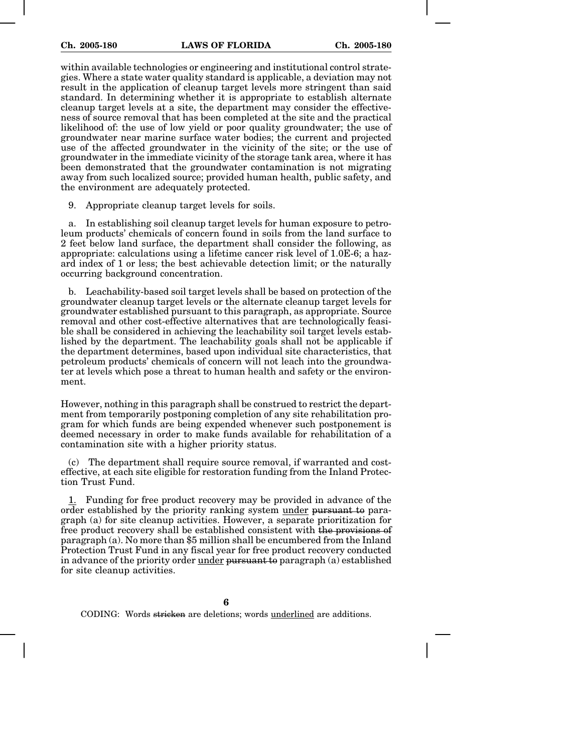within available technologies or engineering and institutional control strategies. Where a state water quality standard is applicable, a deviation may not result in the application of cleanup target levels more stringent than said standard. In determining whether it is appropriate to establish alternate cleanup target levels at a site, the department may consider the effectiveness of source removal that has been completed at the site and the practical likelihood of: the use of low yield or poor quality groundwater; the use of groundwater near marine surface water bodies; the current and projected use of the affected groundwater in the vicinity of the site; or the use of groundwater in the immediate vicinity of the storage tank area, where it has been demonstrated that the groundwater contamination is not migrating away from such localized source; provided human health, public safety, and the environment are adequately protected.

9. Appropriate cleanup target levels for soils.

a. In establishing soil cleanup target levels for human exposure to petroleum products' chemicals of concern found in soils from the land surface to 2 feet below land surface, the department shall consider the following, as appropriate: calculations using a lifetime cancer risk level of 1.0E-6; a hazard index of 1 or less; the best achievable detection limit; or the naturally occurring background concentration.

b. Leachability-based soil target levels shall be based on protection of the groundwater cleanup target levels or the alternate cleanup target levels for groundwater established pursuant to this paragraph, as appropriate. Source removal and other cost-effective alternatives that are technologically feasible shall be considered in achieving the leachability soil target levels established by the department. The leachability goals shall not be applicable if the department determines, based upon individual site characteristics, that petroleum products' chemicals of concern will not leach into the groundwater at levels which pose a threat to human health and safety or the environment.

However, nothing in this paragraph shall be construed to restrict the department from temporarily postponing completion of any site rehabilitation program for which funds are being expended whenever such postponement is deemed necessary in order to make funds available for rehabilitation of a contamination site with a higher priority status.

(c) The department shall require source removal, if warranted and cost-effective, at each site eligible for restoration funding from the Inland Protection Trust Fund.

<u>1.</u> Funding for free product recovery may be provided in advance of the order established by the priority ranking system <u>under</u> ~~pursuant to~~ paragraph (a) for site cleanup activities. However, a separate prioritization for free product recovery shall be established consistent with ~~the provisions of~~ paragraph (a). No more than $5 million shall be encumbered from the Inland Protection Trust Fund in any fiscal year for free product recovery conducted in advance of the priority order <u>under</u> ~~pursuant to~~ paragraph (a) established for site cleanup activities.

CODING: Words ~~stricken~~ are deletions; words <u>underlined</u> are additions.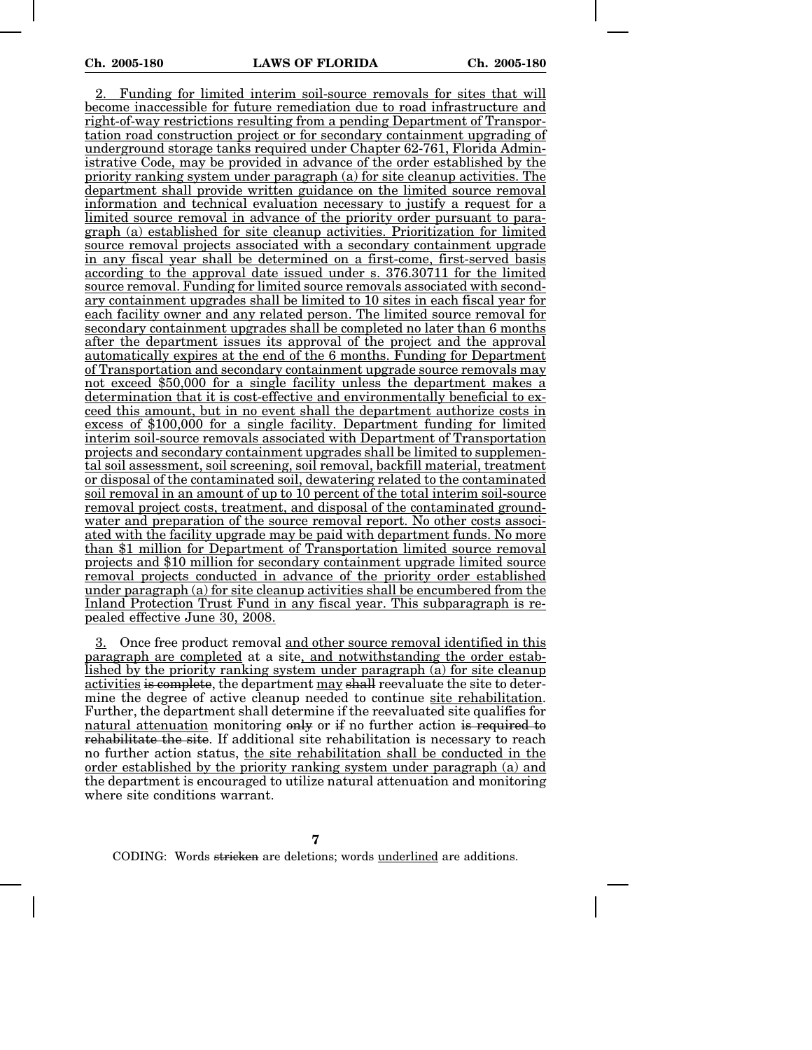<u>2. Funding for limited interim soil-source removals for sites that will become inaccessible for future remediation due to road infrastructure and right-of-way restrictions resulting from a pending Department of Transportation road construction project or for secondary containment upgrading of underground storage tanks required under Chapter 62-761, Florida Administrative Code, may be provided in advance of the order established by the priority ranking system under paragraph (a) for site cleanup activities. The department shall provide written guidance on the limited source removal information and technical evaluation necessary to justify a request for a limited source removal in advance of the priority order pursuant to paragraph (a) established for site cleanup activities. Prioritization for limited source removal projects associated with a secondary containment upgrade in any fiscal year shall be determined on a first-come, first-served basis according to the approval date issued under s. 376.30711 for the limited source removal. Funding for limited source removals associated with secondary containment upgrades shall be limited to 10 sites in each fiscal year for each facility owner and any related person. The limited source removal for secondary containment upgrades shall be completed no later than 6 months after the department issues its approval of the project and the approval automatically expires at the end of the 6 months. Funding for Department of Transportation and secondary containment upgrade source removals may not exceed $50,000 for a single facility unless the department makes a determination that it is cost-effective and environmentally beneficial to exceed this amount, but in no event shall the department authorize costs in excess of $100,000 for a single facility. Department funding for limited interim soil-source removals associated with Department of Transportation projects and secondary containment upgrades shall be limited to supplemental soil assessment, soil screening, soil removal, backfill material, treatment or disposal of the contaminated soil, dewatering related to the contaminated soil removal in an amount of up to 10 percent of the total interim soil-source removal project costs, treatment, and disposal of the contaminated groundwater and preparation of the source removal report. No other costs associated with the facility upgrade may be paid with department funds. No more than $1 million for Department of Transportation limited source removal projects and $10 million for secondary containment upgrade limited source removal projects conducted in advance of the priority order established under paragraph (a) for site cleanup activities shall be encumbered from the Inland Protection Trust Fund in any fiscal year. This subparagraph is repealed effective June 30, 2008.</u>

<u>3.</u> Once free product removal <u>and other source removal identified in this paragraph are completed</u> at a site<u>, and notwithstanding the order established by the priority ranking system under paragraph (a) for site cleanup activities</u> ~~is complete~~, the department <u>may</u> ~~shall~~ reevaluate the site to determine the degree of active cleanup needed to continue <u>site rehabilitation</u>. Further, the department shall determine if the reevaluated site qualifies for <u>natural attenuation</u> monitoring ~~only~~ or ~~if~~ no further action ~~is required to rehabilitate the site~~. If additional site rehabilitation is necessary to reach no further action status, <u>the site rehabilitation shall be conducted in the order established by the priority ranking system under paragraph (a) and</u> the department is encouraged to utilize natural attenuation and monitoring where site conditions warrant.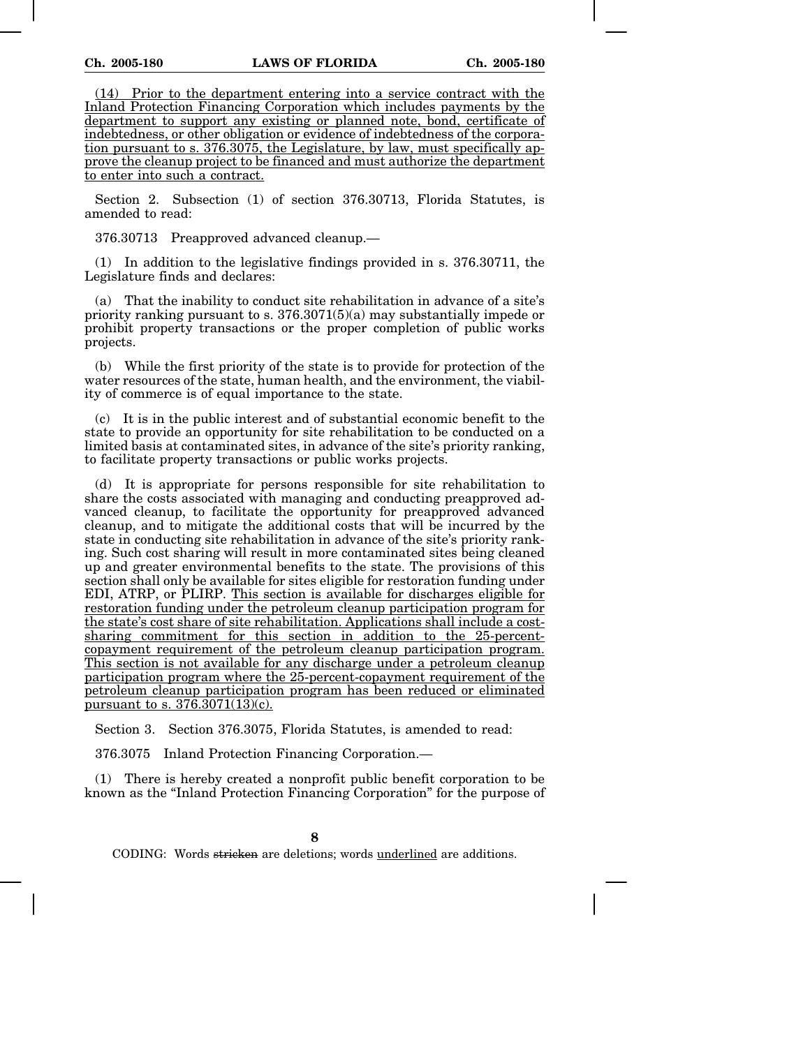(14) Prior to the department entering into a service contract with the Inland Protection Financing Corporation which includes payments by the department to support any existing or planned note, bond, certificate of indebtedness, or other obligation or evidence of indebtedness of the corporation pursuant to s. 376.3075, the Legislature, by law, must specifically approve the cleanup project to be financed and must authorize the department to enter into such a contract.

Section 2. Subsection (1) of section 376.30713, Florida Statutes, is amended to read:

376.30713 Preapproved advanced cleanup.—

(1) In addition to the legislative findings provided in s. 376.30711, the Legislature finds and declares:

(a) That the inability to conduct site rehabilitation in advance of a site's priority ranking pursuant to s. 376.3071(5)(a) may substantially impede or prohibit property transactions or the proper completion of public works projects.

(b) While the first priority of the state is to provide for protection of the water resources of the state, human health, and the environment, the viability of commerce is of equal importance to the state.

(c) It is in the public interest and of substantial economic benefit to the state to provide an opportunity for site rehabilitation to be conducted on a limited basis at contaminated sites, in advance of the site's priority ranking, to facilitate property transactions or public works projects.

(d) It is appropriate for persons responsible for site rehabilitation to share the costs associated with managing and conducting preapproved advanced cleanup, to facilitate the opportunity for preapproved advanced cleanup, and to mitigate the additional costs that will be incurred by the state in conducting site rehabilitation in advance of the site's priority ranking. Such cost sharing will result in more contaminated sites being cleaned up and greater environmental benefits to the state. The provisions of this section shall only be available for sites eligible for restoration funding under EDI, ATRP, or PLIRP. This section is available for discharges eligible for restoration funding under the petroleum cleanup participation program for the state's cost share of site rehabilitation. Applications shall include a cost-sharing commitment for this section in addition to the 25-percent-copayment requirement of the petroleum cleanup participation program. This section is not available for any discharge under a petroleum cleanup participation program where the 25-percent-copayment requirement of the petroleum cleanup participation program has been reduced or eliminated pursuant to s. 376.3071(13)(c).

Section 3. Section 376.3075, Florida Statutes, is amended to read:

376.3075 Inland Protection Financing Corporation.—

(1) There is hereby created a nonprofit public benefit corporation to be known as the "Inland Protection Financing Corporation" for the purpose of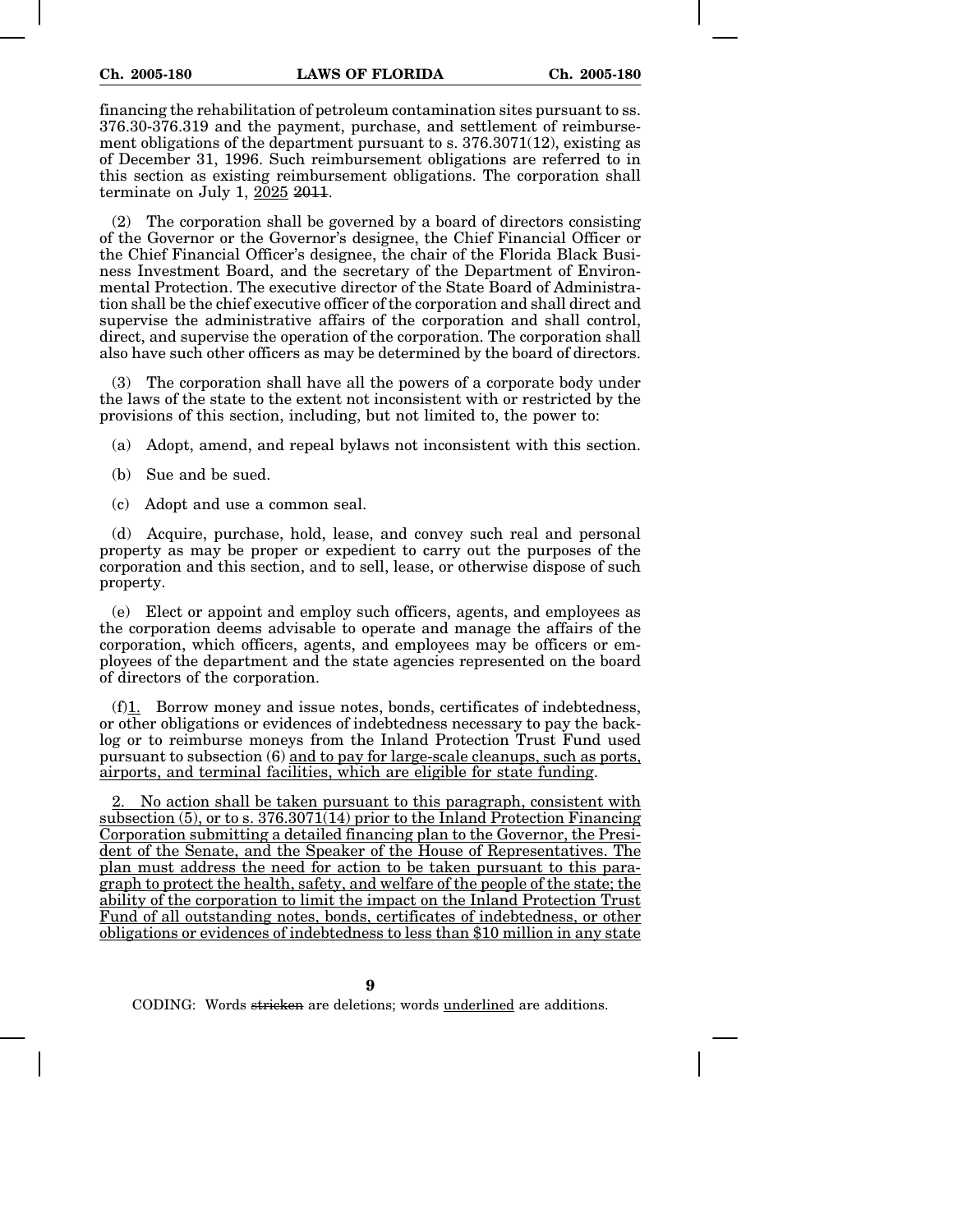financing the rehabilitation of petroleum contamination sites pursuant to ss. 376.30-376.319 and the payment, purchase, and settlement of reimbursement obligations of the department pursuant to s. 376.3071(12), existing as of December 31, 1996. Such reimbursement obligations are referred to in this section as existing reimbursement obligations. The corporation shall terminate on July 1, <u>2025</u> ~~2011~~.

(2) The corporation shall be governed by a board of directors consisting of the Governor or the Governor's designee, the Chief Financial Officer or the Chief Financial Officer's designee, the chair of the Florida Black Business Investment Board, and the secretary of the Department of Environmental Protection. The executive director of the State Board of Administration shall be the chief executive officer of the corporation and shall direct and supervise the administrative affairs of the corporation and shall control, direct, and supervise the operation of the corporation. The corporation shall also have such other officers as may be determined by the board of directors.

(3) The corporation shall have all the powers of a corporate body under the laws of the state to the extent not inconsistent with or restricted by the provisions of this section, including, but not limited to, the power to:

(a) Adopt, amend, and repeal bylaws not inconsistent with this section.

(b) Sue and be sued.

(c) Adopt and use a common seal.

(d) Acquire, purchase, hold, lease, and convey such real and personal property as may be proper or expedient to carry out the purposes of the corporation and this section, and to sell, lease, or otherwise dispose of such property.

(e) Elect or appoint and employ such officers, agents, and employees as the corporation deems advisable to operate and manage the affairs of the corporation, which officers, agents, and employees may be officers or employees of the department and the state agencies represented on the board of directors of the corporation.

(f)<u>1.</u> Borrow money and issue notes, bonds, certificates of indebtedness, or other obligations or evidences of indebtedness necessary to pay the backlog or to reimburse moneys from the Inland Protection Trust Fund used pursuant to subsection (6) <u>and to pay for large-scale cleanups, such as ports, airports, and terminal facilities, which are eligible for state funding</u>.

<u>2. No action shall be taken pursuant to this paragraph, consistent with subsection (5), or to s. 376.3071(14) prior to the Inland Protection Financing Corporation submitting a detailed financing plan to the Governor, the President of the Senate, and the Speaker of the House of Representatives. The plan must address the need for action to be taken pursuant to this paragraph to protect the health, safety, and welfare of the people of the state; the ability of the corporation to limit the impact on the Inland Protection Trust Fund of all outstanding notes, bonds, certificates of indebtedness, or other obligations or evidences of indebtedness to less than $10 million in any state</u>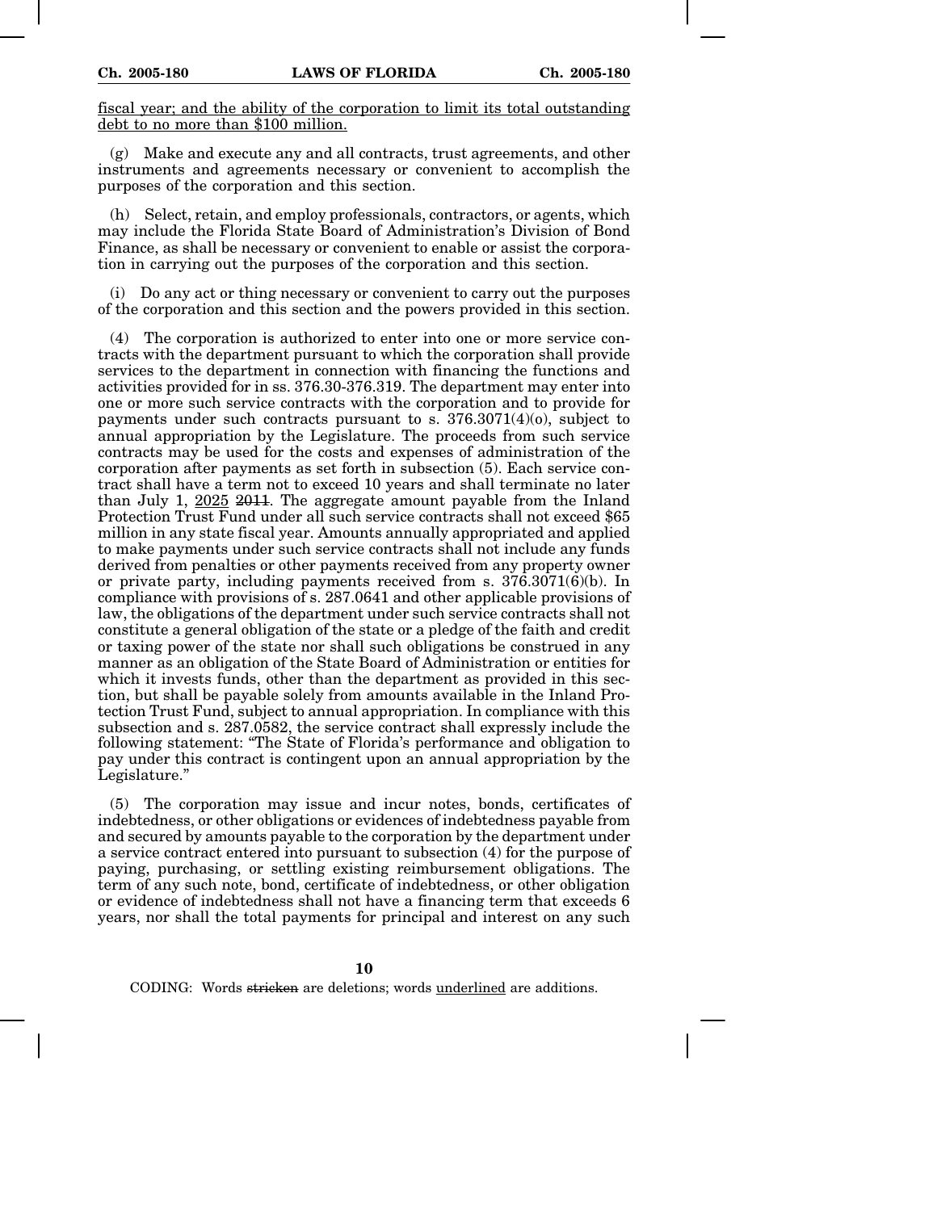fiscal year; and the ability of the corporation to limit its total outstanding debt to no more than $100 million.

(g) Make and execute any and all contracts, trust agreements, and other instruments and agreements necessary or convenient to accomplish the purposes of the corporation and this section.

(h) Select, retain, and employ professionals, contractors, or agents, which may include the Florida State Board of Administration's Division of Bond Finance, as shall be necessary or convenient to enable or assist the corporation in carrying out the purposes of the corporation and this section.

(i) Do any act or thing necessary or convenient to carry out the purposes of the corporation and this section and the powers provided in this section.

(4) The corporation is authorized to enter into one or more service contracts with the department pursuant to which the corporation shall provide services to the department in connection with financing the functions and activities provided for in ss. 376.30-376.319. The department may enter into one or more such service contracts with the corporation and to provide for payments under such contracts pursuant to s. 376.3071(4)(o), subject to annual appropriation by the Legislature. The proceeds from such service contracts may be used for the costs and expenses of administration of the corporation after payments as set forth in subsection (5). Each service contract shall have a term not to exceed 10 years and shall terminate no later than July 1, 2025 ~~2011~~. The aggregate amount payable from the Inland Protection Trust Fund under all such service contracts shall not exceed $65 million in any state fiscal year. Amounts annually appropriated and applied to make payments under such service contracts shall not include any funds derived from penalties or other payments received from any property owner or private party, including payments received from s. 376.3071(6)(b). In compliance with provisions of s. 287.0641 and other applicable provisions of law, the obligations of the department under such service contracts shall not constitute a general obligation of the state or a pledge of the faith and credit or taxing power of the state nor shall such obligations be construed in any manner as an obligation of the State Board of Administration or entities for which it invests funds, other than the department as provided in this section, but shall be payable solely from amounts available in the Inland Protection Trust Fund, subject to annual appropriation. In compliance with this subsection and s. 287.0582, the service contract shall expressly include the following statement: "The State of Florida's performance and obligation to pay under this contract is contingent upon an annual appropriation by the Legislature."

(5) The corporation may issue and incur notes, bonds, certificates of indebtedness, or other obligations or evidences of indebtedness payable from and secured by amounts payable to the corporation by the department under a service contract entered into pursuant to subsection (4) for the purpose of paying, purchasing, or settling existing reimbursement obligations. The term of any such note, bond, certificate of indebtedness, or other obligation or evidence of indebtedness shall not have a financing term that exceeds 6 years, nor shall the total payments for principal and interest on any such

CODING: Words ~~stricken~~ are deletions; words underlined are additions.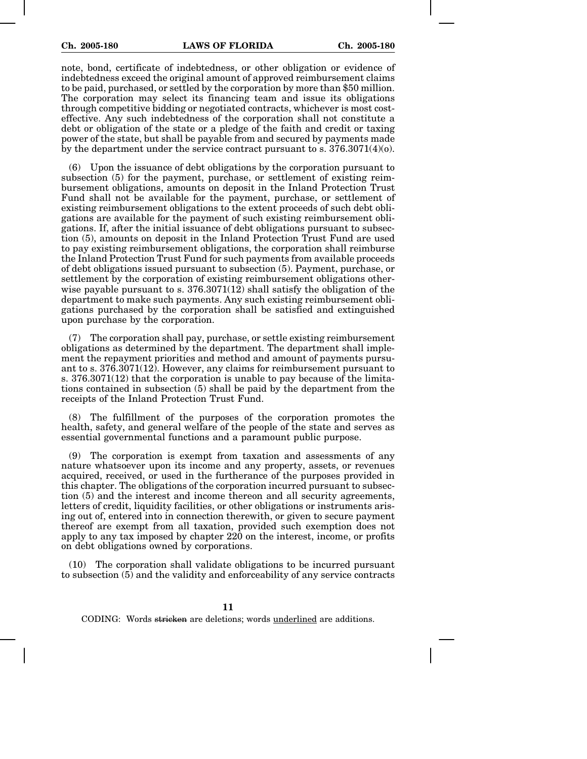note, bond, certificate of indebtedness, or other obligation or evidence of indebtedness exceed the original amount of approved reimbursement claims to be paid, purchased, or settled by the corporation by more than $50 million. The corporation may select its financing team and issue its obligations through competitive bidding or negotiated contracts, whichever is most cost-effective. Any such indebtedness of the corporation shall not constitute a debt or obligation of the state or a pledge of the faith and credit or taxing power of the state, but shall be payable from and secured by payments made by the department under the service contract pursuant to s. 376.3071(4)(o).

(6) Upon the issuance of debt obligations by the corporation pursuant to subsection (5) for the payment, purchase, or settlement of existing reimbursement obligations, amounts on deposit in the Inland Protection Trust Fund shall not be available for the payment, purchase, or settlement of existing reimbursement obligations to the extent proceeds of such debt obligations are available for the payment of such existing reimbursement obligations. If, after the initial issuance of debt obligations pursuant to subsection (5), amounts on deposit in the Inland Protection Trust Fund are used to pay existing reimbursement obligations, the corporation shall reimburse the Inland Protection Trust Fund for such payments from available proceeds of debt obligations issued pursuant to subsection (5). Payment, purchase, or settlement by the corporation of existing reimbursement obligations otherwise payable pursuant to s. 376.3071(12) shall satisfy the obligation of the department to make such payments. Any such existing reimbursement obligations purchased by the corporation shall be satisfied and extinguished upon purchase by the corporation.

(7) The corporation shall pay, purchase, or settle existing reimbursement obligations as determined by the department. The department shall implement the repayment priorities and method and amount of payments pursuant to s. 376.3071(12). However, any claims for reimbursement pursuant to s. 376.3071(12) that the corporation is unable to pay because of the limitations contained in subsection (5) shall be paid by the department from the receipts of the Inland Protection Trust Fund.

(8) The fulfillment of the purposes of the corporation promotes the health, safety, and general welfare of the people of the state and serves as essential governmental functions and a paramount public purpose.

(9) The corporation is exempt from taxation and assessments of any nature whatsoever upon its income and any property, assets, or revenues acquired, received, or used in the furtherance of the purposes provided in this chapter. The obligations of the corporation incurred pursuant to subsection (5) and the interest and income thereon and all security agreements, letters of credit, liquidity facilities, or other obligations or instruments arising out of, entered into in connection therewith, or given to secure payment thereof are exempt from all taxation, provided such exemption does not apply to any tax imposed by chapter 220 on the interest, income, or profits on debt obligations owned by corporations.

(10) The corporation shall validate obligations to be incurred pursuant to subsection (5) and the validity and enforceability of any service contracts

CODING: Words ~~stricken~~ are deletions; words <u>underlined</u> are additions.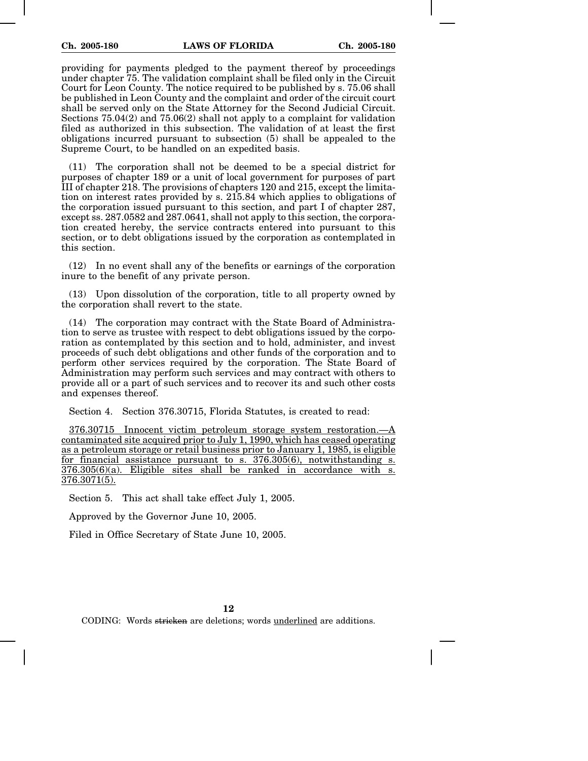providing for payments pledged to the payment thereof by proceedings under chapter 75. The validation complaint shall be filed only in the Circuit Court for Leon County. The notice required to be published by s. 75.06 shall be published in Leon County and the complaint and order of the circuit court shall be served only on the State Attorney for the Second Judicial Circuit. Sections 75.04(2) and 75.06(2) shall not apply to a complaint for validation filed as authorized in this subsection. The validation of at least the first obligations incurred pursuant to subsection (5) shall be appealed to the Supreme Court, to be handled on an expedited basis.

(11) The corporation shall not be deemed to be a special district for purposes of chapter 189 or a unit of local government for purposes of part III of chapter 218. The provisions of chapters 120 and 215, except the limitation on interest rates provided by s. 215.84 which applies to obligations of the corporation issued pursuant to this section, and part I of chapter 287, except ss. 287.0582 and 287.0641, shall not apply to this section, the corporation created hereby, the service contracts entered into pursuant to this section, or to debt obligations issued by the corporation as contemplated in this section.

(12) In no event shall any of the benefits or earnings of the corporation inure to the benefit of any private person.

(13) Upon dissolution of the corporation, title to all property owned by the corporation shall revert to the state.

(14) The corporation may contract with the State Board of Administration to serve as trustee with respect to debt obligations issued by the corporation as contemplated by this section and to hold, administer, and invest proceeds of such debt obligations and other funds of the corporation and to perform other services required by the corporation. The State Board of Administration may perform such services and may contract with others to provide all or a part of such services and to recover its and such other costs and expenses thereof.

Section 4. Section 376.30715, Florida Statutes, is created to read:

376.30715 Innocent victim petroleum storage system restoration.—A contaminated site acquired prior to July 1, 1990, which has ceased operating as a petroleum storage or retail business prior to January 1, 1985, is eligible for financial assistance pursuant to s. 376.305(6), notwithstanding s. 376.305(6)(a). Eligible sites shall be ranked in accordance with s. 376.3071(5).

Section 5. This act shall take effect July 1, 2005.

Approved by the Governor June 10, 2005.

Filed in Office Secretary of State June 10, 2005.

CODING: Words stricken are deletions; words underlined are additions.